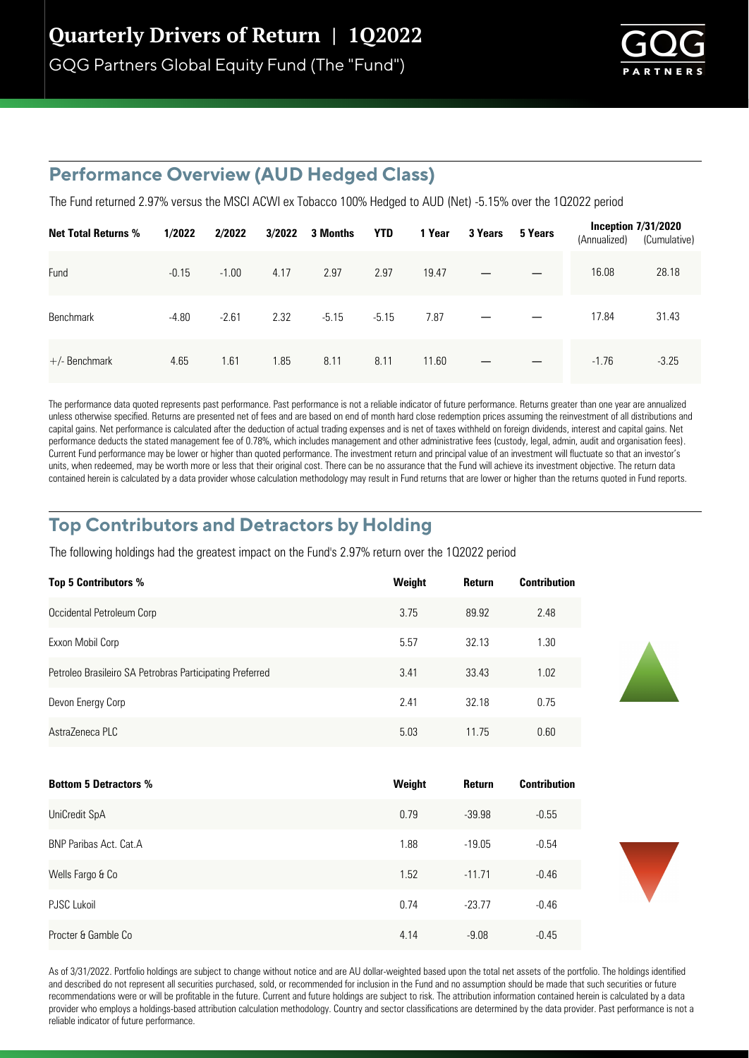# Quarterly Drivers of Return | 1Q2022

GQG Partners Global Equity Fund (The "Fund")

## Performance Overview (AUD Hedged Class)

The Fund returned 2.97% versus the MSCI ACWI ex Tobacco 100% Hedged to AUD (Net) -5.15% over the 1Q2022 period

| Net Total Returns % | 1/2022 | 2/2022 | 3/2022 | 3 Months | YTD | 1 Year | 3 Years | 5 Years | Inception 7/31/2020 (Annualized) | Inception 7/31/2020 (Cumulative) |
|---|---|---|---|---|---|---|---|---|---|---|
| Fund | -0.15 | -1.00 | 4.17 | 2.97 | 2.97 | 19.47 | — | — | 16.08 | 28.18 |
| Benchmark | -4.80 | -2.61 | 2.32 | -5.15 | -5.15 | 7.87 | — | — | 17.84 | 31.43 |
| +/- Benchmark | 4.65 | 1.61 | 1.85 | 8.11 | 8.11 | 11.60 | — | — | -1.76 | -3.25 |

The performance data quoted represents past performance. Past performance is not a reliable indicator of future performance. Returns greater than one year are annualized unless otherwise specified. Returns are presented net of fees and are based on end of month hard close redemption prices assuming the reinvestment of all distributions and capital gains. Net performance is calculated after the deduction of actual trading expenses and is net of taxes withheld on foreign dividends, interest and capital gains. Net performance deducts the stated management fee of 0.78%, which includes management and other administrative fees (custody, legal, admin, audit and organisation fees). Current Fund performance may be lower or higher than quoted performance. The investment return and principal value of an investment will fluctuate so that an investor's units, when redeemed, may be worth more or less that their original cost. There can be no assurance that the Fund will achieve its investment objective. The return data contained herein is calculated by a data provider whose calculation methodology may result in Fund returns that are lower or higher than the returns quoted in Fund reports.

## Top Contributors and Detractors by Holding

The following holdings had the greatest impact on the Fund's 2.97% return over the 1Q2022 period

| Top 5 Contributors % | Weight | Return | Contribution |
|---|---|---|---|
| Occidental Petroleum Corp | 3.75 | 89.92 | 2.48 |
| Exxon Mobil Corp | 5.57 | 32.13 | 1.30 |
| Petroleo Brasileiro SA Petrobras Participating Preferred | 3.41 | 33.43 | 1.02 |
| Devon Energy Corp | 2.41 | 32.18 | 0.75 |
| AstraZeneca PLC | 5.03 | 11.75 | 0.60 |

| Bottom 5 Detractors % | Weight | Return | Contribution |
|---|---|---|---|
| UniCredit SpA | 0.79 | -39.98 | -0.55 |
| BNP Paribas Act. Cat.A | 1.88 | -19.05 | -0.54 |
| Wells Fargo & Co | 1.52 | -11.71 | -0.46 |
| PJSC Lukoil | 0.74 | -23.77 | -0.46 |
| Procter & Gamble Co | 4.14 | -9.08 | -0.45 |

As of 3/31/2022. Portfolio holdings are subject to change without notice and are AU dollar-weighted based upon the total net assets of the portfolio. The holdings identified and described do not represent all securities purchased, sold, or recommended for inclusion in the Fund and no assumption should be made that such securities or future recommendations were or will be profitable in the future. Current and future holdings are subject to risk. The attribution information contained herein is calculated by a data provider who employs a holdings-based attribution calculation methodology. Country and sector classifications are determined by the data provider. Past performance is not a reliable indicator of future performance.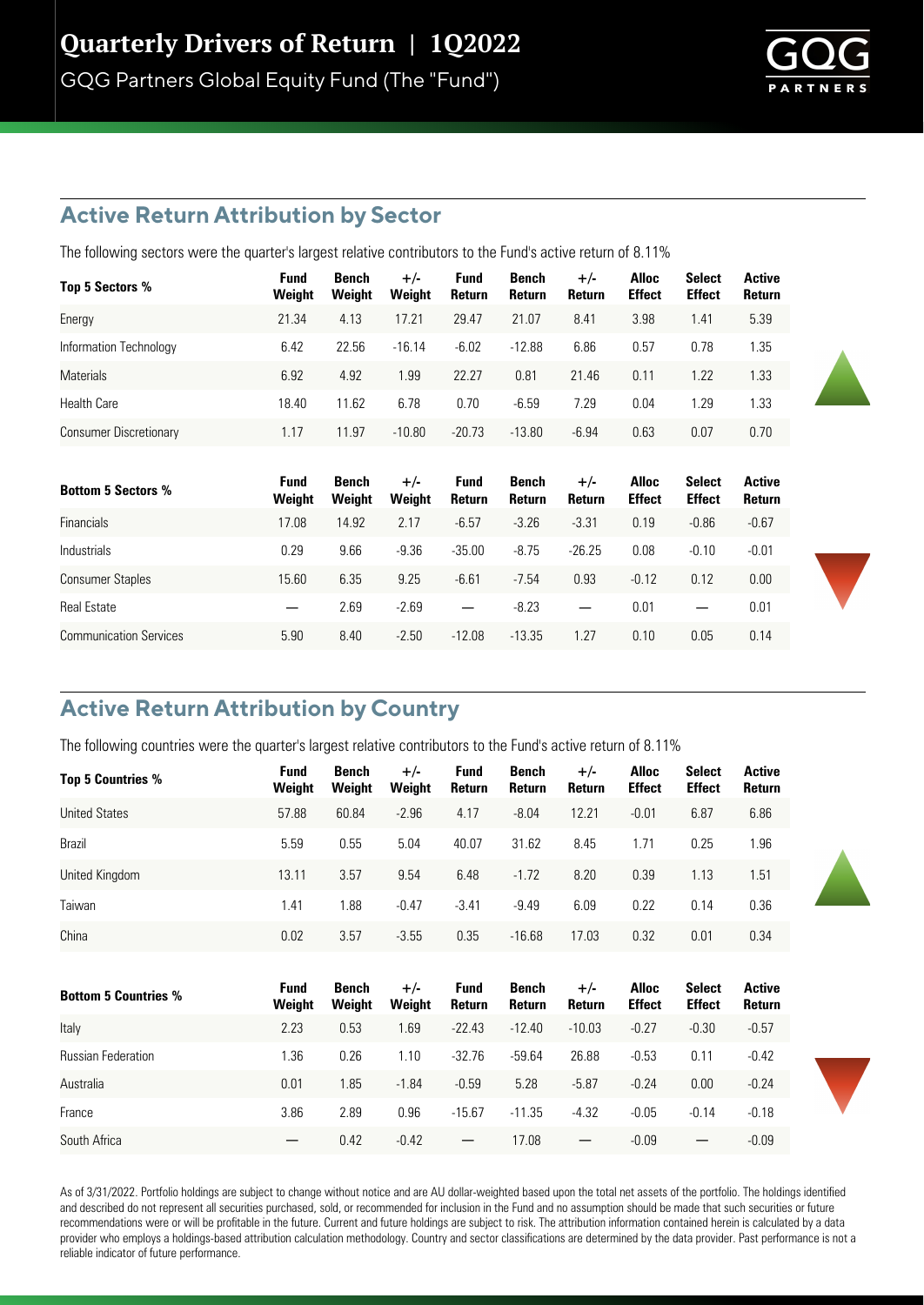# Quarterly Drivers of Return | 1Q2022

GQG Partners Global Equity Fund (The "Fund")

## Active Return Attribution by Sector

The following sectors were the quarter's largest relative contributors to the Fund's active return of 8.11%

| Top 5 Sectors % | Fund Weight | Bench Weight | +/- Weight | Fund Return | Bench Return | +/- Return | Alloc Effect | Select Effect | Active Return |
|---|---|---|---|---|---|---|---|---|---|
| Energy | 21.34 | 4.13 | 17.21 | 29.47 | 21.07 | 8.41 | 3.98 | 1.41 | 5.39 |
| Information Technology | 6.42 | 22.56 | -16.14 | -6.02 | -12.88 | 6.86 | 0.57 | 0.78 | 1.35 |
| Materials | 6.92 | 4.92 | 1.99 | 22.27 | 0.81 | 21.46 | 0.11 | 1.22 | 1.33 |
| Health Care | 18.40 | 11.62 | 6.78 | 0.70 | -6.59 | 7.29 | 0.04 | 1.29 | 1.33 |
| Consumer Discretionary | 1.17 | 11.97 | -10.80 | -20.73 | -13.80 | -6.94 | 0.63 | 0.07 | 0.70 |

| Bottom 5 Sectors % | Fund Weight | Bench Weight | +/- Weight | Fund Return | Bench Return | +/- Return | Alloc Effect | Select Effect | Active Return |
|---|---|---|---|---|---|---|---|---|---|
| Financials | 17.08 | 14.92 | 2.17 | -6.57 | -3.26 | -3.31 | 0.19 | -0.86 | -0.67 |
| Industrials | 0.29 | 9.66 | -9.36 | -35.00 | -8.75 | -26.25 | 0.08 | -0.10 | -0.01 |
| Consumer Staples | 15.60 | 6.35 | 9.25 | -6.61 | -7.54 | 0.93 | -0.12 | 0.12 | 0.00 |
| Real Estate | — | 2.69 | -2.69 | — | -8.23 | — | 0.01 | — | 0.01 |
| Communication Services | 5.90 | 8.40 | -2.50 | -12.08 | -13.35 | 1.27 | 0.10 | 0.05 | 0.14 |

## Active Return Attribution by Country

The following countries were the quarter's largest relative contributors to the Fund's active return of 8.11%

| Top 5 Countries % | Fund Weight | Bench Weight | +/- Weight | Fund Return | Bench Return | +/- Return | Alloc Effect | Select Effect | Active Return |
|---|---|---|---|---|---|---|---|---|---|
| United States | 57.88 | 60.84 | -2.96 | 4.17 | -8.04 | 12.21 | -0.01 | 6.87 | 6.86 |
| Brazil | 5.59 | 0.55 | 5.04 | 40.07 | 31.62 | 8.45 | 1.71 | 0.25 | 1.96 |
| United Kingdom | 13.11 | 3.57 | 9.54 | 6.48 | -1.72 | 8.20 | 0.39 | 1.13 | 1.51 |
| Taiwan | 1.41 | 1.88 | -0.47 | -3.41 | -9.49 | 6.09 | 0.22 | 0.14 | 0.36 |
| China | 0.02 | 3.57 | -3.55 | 0.35 | -16.68 | 17.03 | 0.32 | 0.01 | 0.34 |

| Bottom 5 Countries % | Fund Weight | Bench Weight | +/- Weight | Fund Return | Bench Return | +/- Return | Alloc Effect | Select Effect | Active Return |
|---|---|---|---|---|---|---|---|---|---|
| Italy | 2.23 | 0.53 | 1.69 | -22.43 | -12.40 | -10.03 | -0.27 | -0.30 | -0.57 |
| Russian Federation | 1.36 | 0.26 | 1.10 | -32.76 | -59.64 | 26.88 | -0.53 | 0.11 | -0.42 |
| Australia | 0.01 | 1.85 | -1.84 | -0.59 | 5.28 | -5.87 | -0.24 | 0.00 | -0.24 |
| France | 3.86 | 2.89 | 0.96 | -15.67 | -11.35 | -4.32 | -0.05 | -0.14 | -0.18 |
| South Africa | — | 0.42 | -0.42 | — | 17.08 | — | -0.09 | — | -0.09 |

As of 3/31/2022. Portfolio holdings are subject to change without notice and are AU dollar-weighted based upon the total net assets of the portfolio. The holdings identified and described do not represent all securities purchased, sold, or recommended for inclusion in the Fund and no assumption should be made that such securities or future recommendations were or will be profitable in the future. Current and future holdings are subject to risk. The attribution information contained herein is calculated by a data provider who employs a holdings-based attribution calculation methodology. Country and sector classifications are determined by the data provider. Past performance is not a reliable indicator of future performance.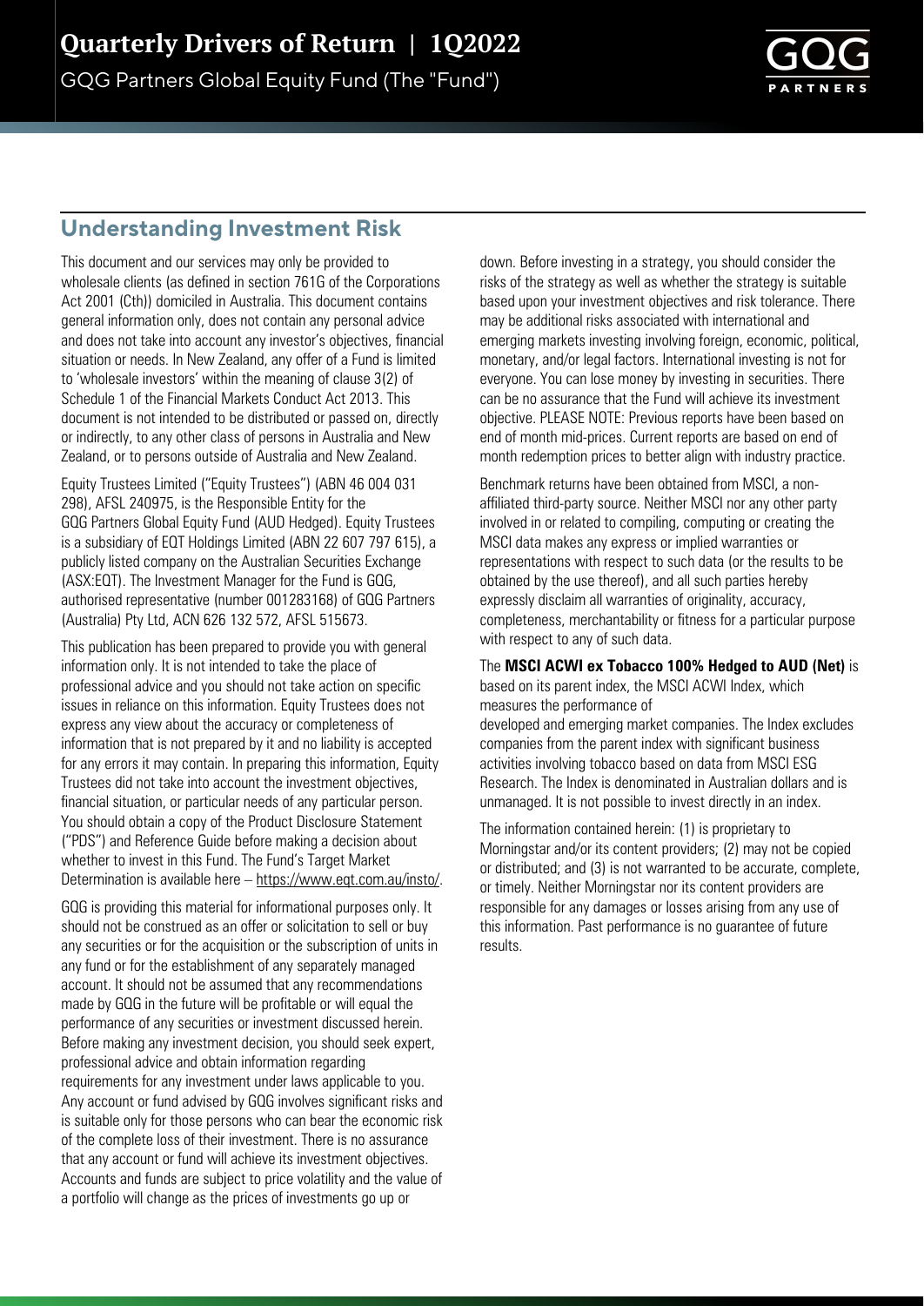## Understanding Investment Risk

This document and our services may only be provided to wholesale clients (as defined in section 761G of the Corporations Act 2001 (Cth)) domiciled in Australia. This document contains general information only, does not contain any personal advice and does not take into account any investor's objectives, financial situation or needs. In New Zealand, any offer of a Fund is limited to 'wholesale investors' within the meaning of clause 3(2) of Schedule 1 of the Financial Markets Conduct Act 2013. This document is not intended to be distributed or passed on, directly or indirectly, to any other class of persons in Australia and New Zealand, or to persons outside of Australia and New Zealand.

Equity Trustees Limited ("Equity Trustees") (ABN 46 004 031 298), AFSL 240975, is the Responsible Entity for the GQG Partners Global Equity Fund (AUD Hedged). Equity Trustees is a subsidiary of EQT Holdings Limited (ABN 22 607 797 615), a publicly listed company on the Australian Securities Exchange (ASX:EQT). The Investment Manager for the Fund is GQG, authorised representative (number 001283168) of GQG Partners (Australia) Pty Ltd, ACN 626 132 572, AFSL 515673.

This publication has been prepared to provide you with general information only. It is not intended to take the place of professional advice and you should not take action on specific issues in reliance on this information. Equity Trustees does not express any view about the accuracy or completeness of information that is not prepared by it and no liability is accepted for any errors it may contain. In preparing this information, Equity Trustees did not take into account the investment objectives, financial situation, or particular needs of any particular person. You should obtain a copy of the Product Disclosure Statement ("PDS") and Reference Guide before making a decision about whether to invest in this Fund. The Fund's Target Market Determination is available here – https://www.eqt.com.au/insto/.

GQG is providing this material for informational purposes only. It should not be construed as an offer or solicitation to sell or buy any securities or for the acquisition or the subscription of units in any fund or for the establishment of any separately managed account. It should not be assumed that any recommendations made by GQG in the future will be profitable or will equal the performance of any securities or investment discussed herein. Before making any investment decision, you should seek expert, professional advice and obtain information regarding requirements for any investment under laws applicable to you. Any account or fund advised by GQG involves significant risks and is suitable only for those persons who can bear the economic risk of the complete loss of their investment. There is no assurance that any account or fund will achieve its investment objectives. Accounts and funds are subject to price volatility and the value of a portfolio will change as the prices of investments go up or down. Before investing in a strategy, you should consider the risks of the strategy as well as whether the strategy is suitable based upon your investment objectives and risk tolerance. There may be additional risks associated with international and emerging markets investing involving foreign, economic, political, monetary, and/or legal factors. International investing is not for everyone. You can lose money by investing in securities. There can be no assurance that the Fund will achieve its investment objective. PLEASE NOTE: Previous reports have been based on end of month mid-prices. Current reports are based on end of month redemption prices to better align with industry practice.

Benchmark returns have been obtained from MSCI, a non-affiliated third-party source. Neither MSCI nor any other party involved in or related to compiling, computing or creating the MSCI data makes any express or implied warranties or representations with respect to such data (or the results to be obtained by the use thereof), and all such parties hereby expressly disclaim all warranties of originality, accuracy, completeness, merchantability or fitness for a particular purpose with respect to any of such data.

The **MSCI ACWI ex Tobacco 100% Hedged to AUD (Net)** is based on its parent index, the MSCI ACWI Index, which measures the performance of developed and emerging market companies. The Index excludes companies from the parent index with significant business activities involving tobacco based on data from MSCI ESG Research. The Index is denominated in Australian dollars and is unmanaged. It is not possible to invest directly in an index.

The information contained herein: (1) is proprietary to Morningstar and/or its content providers; (2) may not be copied or distributed; and (3) is not warranted to be accurate, complete, or timely. Neither Morningstar nor its content providers are responsible for any damages or losses arising from any use of this information. Past performance is no guarantee of future results.